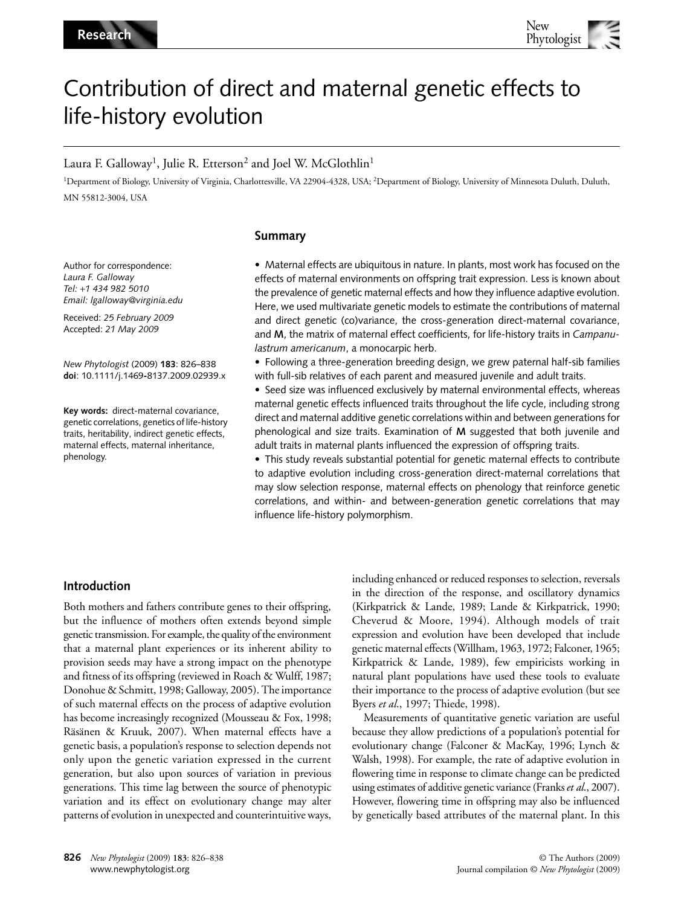# Contribution of direct and maternal genetic effects to life-history evolution

Laura F. Galloway[1], Julie R. Etterson[2] and Joel W. McGlothlin[1]

[1]Department of Biology, University of Virginia, Charlottesville, VA 22904-4328, USA; [2]Department of Biology, University of Minnesota Duluth, Duluth, MN 55812-3004, USA

Author for correspondence:
*Laura F. Galloway*
*Tel: +1 434 982 5010*
*Email: lgalloway@virginia.edu*

Received: *25 February 2009*
Accepted: *21 May 2009*

*New Phytologist* (2009) **183**: 826–838
**doi**: 10.1111/j.1469-8137.2009.02939.x

**Key words:** direct-maternal covariance, genetic correlations, genetics of life-history traits, heritability, indirect genetic effects, maternal effects, maternal inheritance, phenology.

## Summary

- Maternal effects are ubiquitous in nature. In plants, most work has focused on the effects of maternal environments on offspring trait expression. Less is known about the prevalence of genetic maternal effects and how they influence adaptive evolution. Here, we used multivariate genetic models to estimate the contributions of maternal and direct genetic (co)variance, the cross-generation direct-maternal covariance, and **M**, the matrix of maternal effect coefficients, for life-history traits in *Campanulastrum americanum*, a monocarpic herb.
- Following a three-generation breeding design, we grew paternal half-sib families with full-sib relatives of each parent and measured juvenile and adult traits.
- Seed size was influenced exclusively by maternal environmental effects, whereas maternal genetic effects influenced traits throughout the life cycle, including strong direct and maternal additive genetic correlations within and between generations for phenological and size traits. Examination of **M** suggested that both juvenile and adult traits in maternal plants influenced the expression of offspring traits.
- This study reveals substantial potential for genetic maternal effects to contribute to adaptive evolution including cross-generation direct-maternal correlations that may slow selection response, maternal effects on phenology that reinforce genetic correlations, and within- and between-generation genetic correlations that may influence life-history polymorphism.

## Introduction

Both mothers and fathers contribute genes to their offspring, but the influence of mothers often extends beyond simple genetic transmission. For example, the quality of the environment that a maternal plant experiences or its inherent ability to provision seeds may have a strong impact on the phenotype and fitness of its offspring (reviewed in Roach & Wulff, 1987; Donohue & Schmitt, 1998; Galloway, 2005). The importance of such maternal effects on the process of adaptive evolution has become increasingly recognized (Mousseau & Fox, 1998; Räsänen & Kruuk, 2007). When maternal effects have a genetic basis, a population's response to selection depends not only upon the genetic variation expressed in the current generation, but also upon sources of variation in previous generations. This time lag between the source of phenotypic variation and its effect on evolutionary change may alter patterns of evolution in unexpected and counterintuitive ways, including enhanced or reduced responses to selection, reversals in the direction of the response, and oscillatory dynamics (Kirkpatrick & Lande, 1989; Lande & Kirkpatrick, 1990; Cheverud & Moore, 1994). Although models of trait expression and evolution have been developed that include genetic maternal effects (Willham, 1963, 1972; Falconer, 1965; Kirkpatrick & Lande, 1989), few empiricists working in natural plant populations have used these tools to evaluate their importance to the process of adaptive evolution (but see Byers *et al.*, 1997; Thiede, 1998).

Measurements of quantitative genetic variation are useful because they allow predictions of a population's potential for evolutionary change (Falconer & MacKay, 1996; Lynch & Walsh, 1998). For example, the rate of adaptive evolution in flowering time in response to climate change can be predicted using estimates of additive genetic variance (Franks *et al.*, 2007). However, flowering time in offspring may also be influenced by genetically based attributes of the maternal plant. In this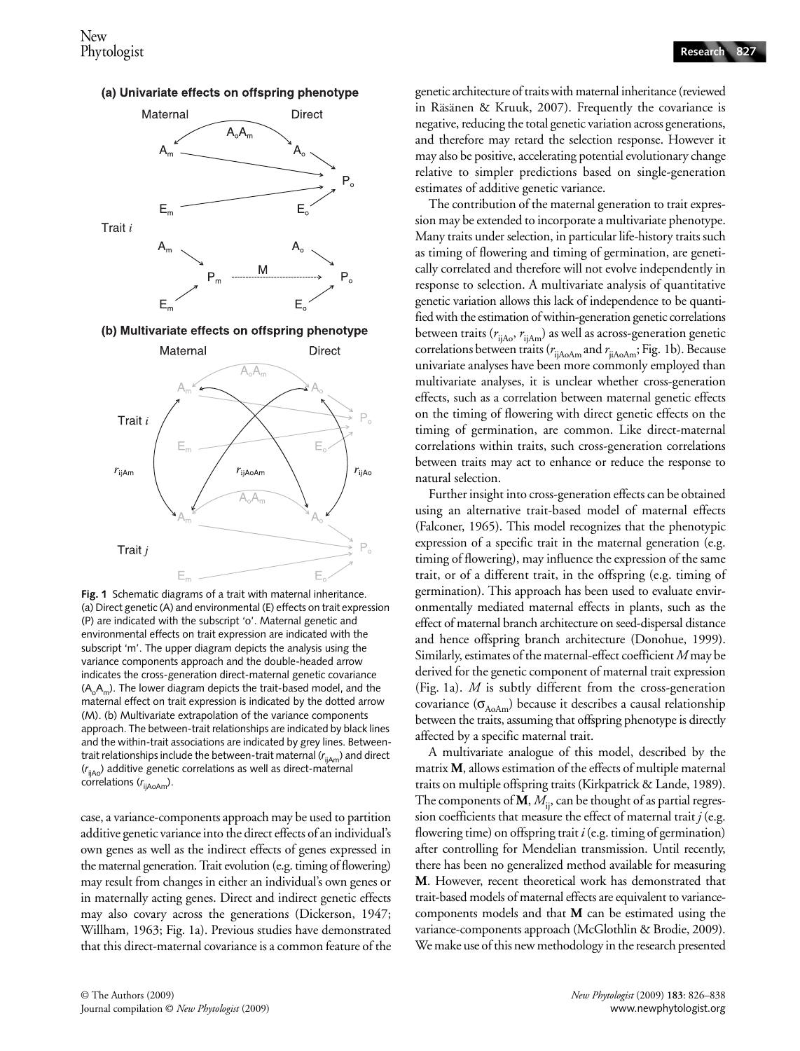**Fig. 1** Schematic diagrams of a trait with maternal inheritance. (a) Direct genetic (A) and environmental (E) effects on trait expression (P) are indicated with the subscript 'o'. Maternal genetic and environmental effects on trait expression are indicated with the subscript 'm'. The upper diagram depicts the analysis using the variance components approach and the double-headed arrow indicates the cross-generation direct-maternal genetic covariance ($A_oA_m$). The lower diagram depicts the trait-based model, and the maternal effect on trait expression is indicated by the dotted arrow (M). (b) Multivariate extrapolation of the variance components approach. The between-trait relationships are indicated by black lines and the within-trait associations are indicated by grey lines. Between-trait relationships include the between-trait maternal ($r_{ijAm}$) and direct ($r_{ijAo}$) additive genetic correlations as well as direct-maternal correlations ($r_{ijAoAm}$).

case, a variance-components approach may be used to partition additive genetic variance into the direct effects of an individual's own genes as well as the indirect effects of genes expressed in the maternal generation. Trait evolution (e.g. timing of flowering) may result from changes in either an individual's own genes or in maternally acting genes. Direct and indirect genetic effects may also covary across the generations (Dickerson, 1947; Willham, 1963; Fig. 1a). Previous studies have demonstrated that this direct-maternal covariance is a common feature of the genetic architecture of traits with maternal inheritance (reviewed in Räsänen & Kruuk, 2007). Frequently the covariance is negative, reducing the total genetic variation across generations, and therefore may retard the selection response. However it may also be positive, accelerating potential evolutionary change relative to simpler predictions based on single-generation estimates of additive genetic variance.

The contribution of the maternal generation to trait expression may be extended to incorporate a multivariate phenotype. Many traits under selection, in particular life-history traits such as timing of flowering and timing of germination, are genetically correlated and therefore will not evolve independently in response to selection. A multivariate analysis of quantitative genetic variation allows this lack of independence to be quantified with the estimation of within-generation genetic correlations between traits ($r_{ijAo}$, $r_{ijAm}$) as well as across-generation genetic correlations between traits ($r_{ijAoAm}$ and $r_{jiAoAm}$; Fig. 1b). Because univariate analyses have been more commonly employed than multivariate analyses, it is unclear whether cross-generation effects, such as a correlation between maternal genetic effects on the timing of flowering with direct genetic effects on the timing of germination, are common. Like direct-maternal correlations within traits, such cross-generation correlations between traits may act to enhance or reduce the response to natural selection.

Further insight into cross-generation effects can be obtained using an alternative trait-based model of maternal effects (Falconer, 1965). This model recognizes that the phenotypic expression of a specific trait in the maternal generation (e.g. timing of flowering), may influence the expression of the same trait, or of a different trait, in the offspring (e.g. timing of germination). This approach has been used to evaluate environmentally mediated maternal effects in plants, such as the effect of maternal branch architecture on seed-dispersal distance and hence offspring branch architecture (Donohue, 1999). Similarly, estimates of the maternal-effect coefficient $M$ may be derived for the genetic component of maternal trait expression (Fig. 1a). $M$ is subtly different from the cross-generation covariance ($\sigma_{AoAm}$) because it describes a causal relationship between the traits, assuming that offspring phenotype is directly affected by a specific maternal trait.

A multivariate analogue of this model, described by the matrix $\mathbf{M}$, allows estimation of the effects of multiple maternal traits on multiple offspring traits (Kirkpatrick & Lande, 1989). The components of $\mathbf{M}$, $M_{ij}$, can be thought of as partial regression coefficients that measure the effect of maternal trait $j$ (e.g. flowering time) on offspring trait $i$ (e.g. timing of germination) after controlling for Mendelian transmission. Until recently, there has been no generalized method available for measuring $\mathbf{M}$. However, recent theoretical work has demonstrated that trait-based models of maternal effects are equivalent to variance-components models and that $\mathbf{M}$ can be estimated using the variance-components approach (McGlothlin & Brodie, 2009). We make use of this new methodology in the research presented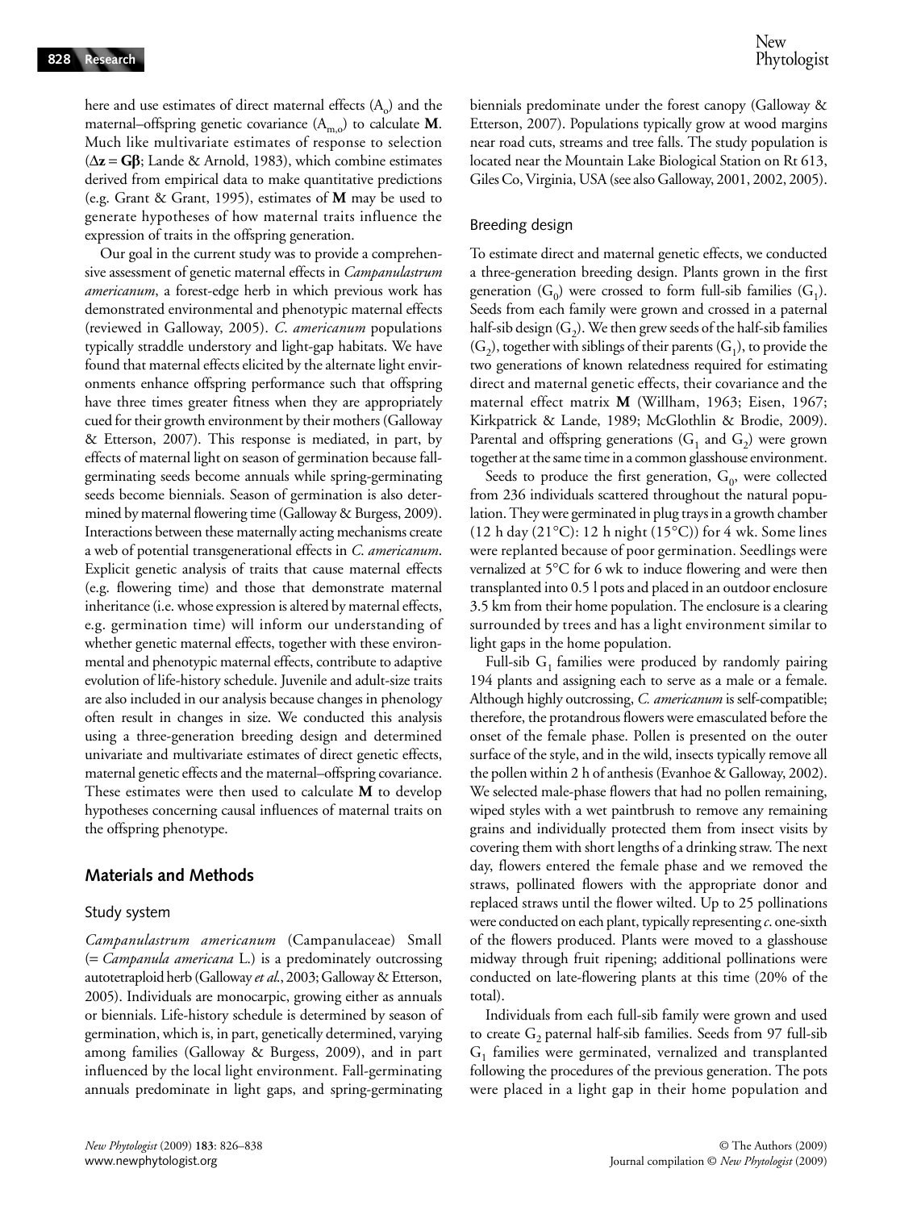here and use estimates of direct maternal effects ($A_o$) and the maternal–offspring genetic covariance ($A_{m,o}$) to calculate **M**. Much like multivariate estimates of response to selection ($\Delta \mathbf{z} = \mathbf{G}\boldsymbol{\beta}$; Lande & Arnold, 1983), which combine estimates derived from empirical data to make quantitative predictions (e.g. Grant & Grant, 1995), estimates of **M** may be used to generate hypotheses of how maternal traits influence the expression of traits in the offspring generation.

Our goal in the current study was to provide a comprehensive assessment of genetic maternal effects in *Campanulastrum americanum*, a forest-edge herb in which previous work has demonstrated environmental and phenotypic maternal effects (reviewed in Galloway, 2005). *C. americanum* populations typically straddle understory and light-gap habitats. We have found that maternal effects elicited by the alternate light environments enhance offspring performance such that offspring have three times greater fitness when they are appropriately cued for their growth environment by their mothers (Galloway & Etterson, 2007). This response is mediated, in part, by effects of maternal light on season of germination because fall-germinating seeds become annuals while spring-germinating seeds become biennials. Season of germination is also determined by maternal flowering time (Galloway & Burgess, 2009). Interactions between these maternally acting mechanisms create a web of potential transgenerational effects in *C. americanum*. Explicit genetic analysis of traits that cause maternal effects (e.g. flowering time) and those that demonstrate maternal inheritance (i.e. whose expression is altered by maternal effects, e.g. germination time) will inform our understanding of whether genetic maternal effects, together with these environmental and phenotypic maternal effects, contribute to adaptive evolution of life-history schedule. Juvenile and adult-size traits are also included in our analysis because changes in phenology often result in changes in size. We conducted this analysis using a three-generation breeding design and determined univariate and multivariate estimates of direct genetic effects, maternal genetic effects and the maternal–offspring covariance. These estimates were then used to calculate **M** to develop hypotheses concerning causal influences of maternal traits on the offspring phenotype.

## Materials and Methods

### Study system

*Campanulastrum americanum* (Campanulaceae) Small (= *Campanula americana* L.) is a predominately outcrossing autotetraploid herb (Galloway *et al.*, 2003; Galloway & Etterson, 2005). Individuals are monocarpic, growing either as annuals or biennials. Life-history schedule is determined by season of germination, which is, in part, genetically determined, varying among families (Galloway & Burgess, 2009), and in part influenced by the local light environment. Fall-germinating annuals predominate in light gaps, and spring-germinating biennials predominate under the forest canopy (Galloway & Etterson, 2007). Populations typically grow at wood margins near road cuts, streams and tree falls. The study population is located near the Mountain Lake Biological Station on Rt 613, Giles Co, Virginia, USA (see also Galloway, 2001, 2002, 2005).

### Breeding design

To estimate direct and maternal genetic effects, we conducted a three-generation breeding design. Plants grown in the first generation ($G_0$) were crossed to form full-sib families ($G_1$). Seeds from each family were grown and crossed in a paternal half-sib design ($G_2$). We then grew seeds of the half-sib families ($G_2$), together with siblings of their parents ($G_1$), to provide the two generations of known relatedness required for estimating direct and maternal genetic effects, their covariance and the maternal effect matrix **M** (Willham, 1963; Eisen, 1967; Kirkpatrick & Lande, 1989; McGlothlin & Brodie, 2009). Parental and offspring generations ($G_1$ and $G_2$) were grown together at the same time in a common glasshouse environment.

Seeds to produce the first generation, $G_0$, were collected from 236 individuals scattered throughout the natural population. They were germinated in plug trays in a growth chamber (12 h day (21°C): 12 h night (15°C)) for 4 wk. Some lines were replanted because of poor germination. Seedlings were vernalized at 5°C for 6 wk to induce flowering and were then transplanted into 0.5 l pots and placed in an outdoor enclosure 3.5 km from their home population. The enclosure is a clearing surrounded by trees and has a light environment similar to light gaps in the home population.

Full-sib $G_1$ families were produced by randomly pairing 194 plants and assigning each to serve as a male or a female. Although highly outcrossing, *C. americanum* is self-compatible; therefore, the protandrous flowers were emasculated before the onset of the female phase. Pollen is presented on the outer surface of the style, and in the wild, insects typically remove all the pollen within 2 h of anthesis (Evanhoe & Galloway, 2002). We selected male-phase flowers that had no pollen remaining, wiped styles with a wet paintbrush to remove any remaining grains and individually protected them from insect visits by covering them with short lengths of a drinking straw. The next day, flowers entered the female phase and we removed the straws, pollinated flowers with the appropriate donor and replaced straws until the flower wilted. Up to 25 pollinations were conducted on each plant, typically representing *c.* one-sixth of the flowers produced. Plants were moved to a glasshouse midway through fruit ripening; additional pollinations were conducted on late-flowering plants at this time (20% of the total).

Individuals from each full-sib family were grown and used to create $G_2$ paternal half-sib families. Seeds from 97 full-sib $G_1$ families were germinated, vernalized and transplanted following the procedures of the previous generation. The pots were placed in a light gap in their home population and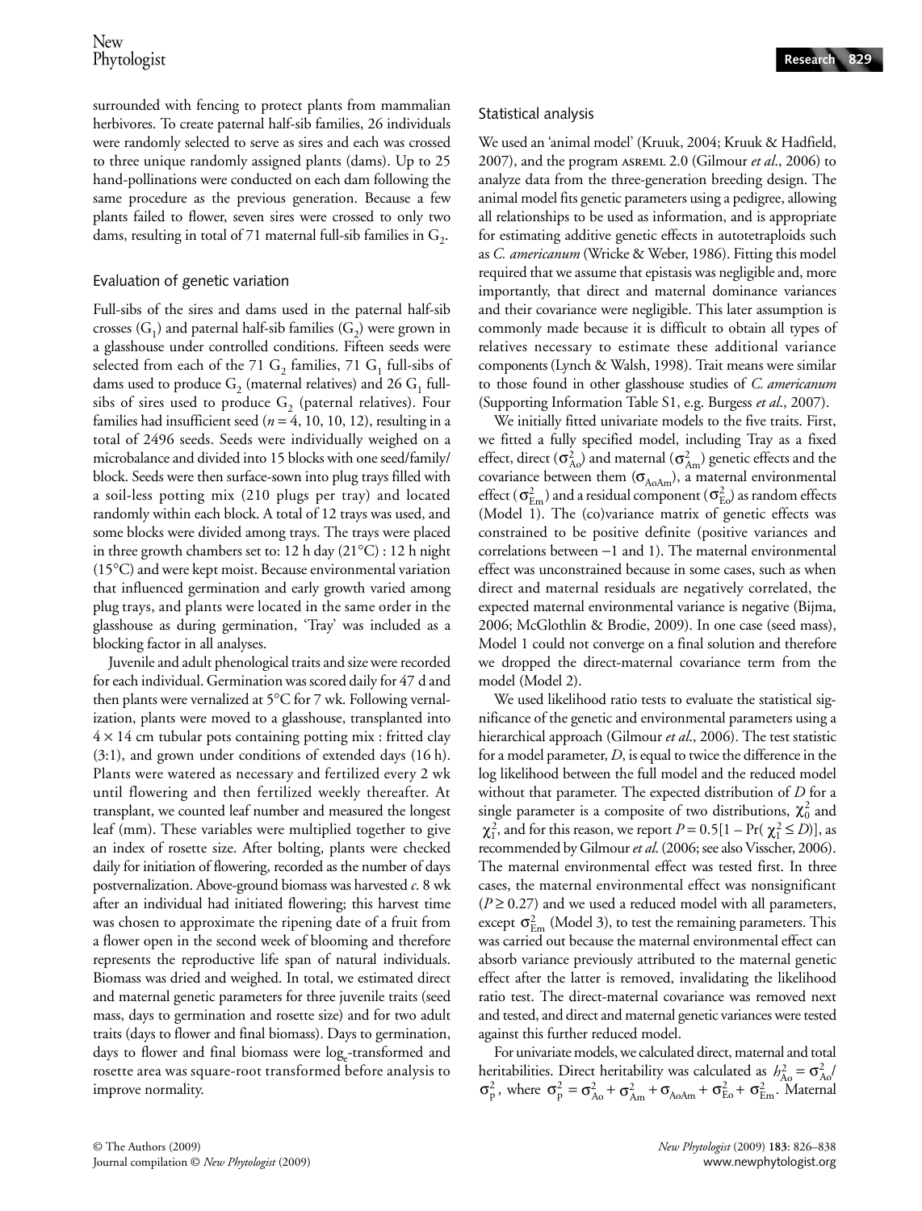surrounded with fencing to protect plants from mammalian herbivores. To create paternal half-sib families, 26 individuals were randomly selected to serve as sires and each was crossed to three unique randomly assigned plants (dams). Up to 25 hand-pollinations were conducted on each dam following the same procedure as the previous generation. Because a few plants failed to flower, seven sires were crossed to only two dams, resulting in total of 71 maternal full-sib families in $G_2$.

### Evaluation of genetic variation

Full-sibs of the sires and dams used in the paternal half-sib crosses ($G_1$) and paternal half-sib families ($G_2$) were grown in a glasshouse under controlled conditions. Fifteen seeds were selected from each of the 71 $G_2$ families, 71 $G_1$ full-sibs of dams used to produce $G_2$ (maternal relatives) and 26 $G_1$ full-sibs of sires used to produce $G_2$ (paternal relatives). Four families had insufficient seed ($n$ = 4, 10, 10, 12), resulting in a total of 2496 seeds. Seeds were individually weighed on a microbalance and divided into 15 blocks with one seed/family/block. Seeds were then surface-sown into plug trays filled with a soil-less potting mix (210 plugs per tray) and located randomly within each block. A total of 12 trays was used, and some blocks were divided among trays. The trays were placed in three growth chambers set to: 12 h day (21°C) : 12 h night (15°C) and were kept moist. Because environmental variation that influenced germination and early growth varied among plug trays, and plants were located in the same order in the glasshouse as during germination, 'Tray' was included as a blocking factor in all analyses.

Juvenile and adult phenological traits and size were recorded for each individual. Germination was scored daily for 47 d and then plants were vernalized at 5°C for 7 wk. Following vernalization, plants were moved to a glasshouse, transplanted into 4 × 14 cm tubular pots containing potting mix : fritted clay (3:1), and grown under conditions of extended days (16 h). Plants were watered as necessary and fertilized every 2 wk until flowering and then fertilized weekly thereafter. At transplant, we counted leaf number and measured the longest leaf (mm). These variables were multiplied together to give an index of rosette size. After bolting, plants were checked daily for initiation of flowering, recorded as the number of days postvernalization. Above-ground biomass was harvested *c.* 8 wk after an individual had initiated flowering; this harvest time was chosen to approximate the ripening date of a fruit from a flower open in the second week of blooming and therefore represents the reproductive life span of natural individuals. Biomass was dried and weighed. In total, we estimated direct and maternal genetic parameters for three juvenile traits (seed mass, days to germination and rosette size) and for two adult traits (days to flower and final biomass). Days to germination, days to flower and final biomass were $\log_e$-transformed and rosette area was square-root transformed before analysis to improve normality.

### Statistical analysis

We used an 'animal model' (Kruuk, 2004; Kruuk & Hadfield, 2007), and the program ASREML 2.0 (Gilmour *et al.*, 2006) to analyze data from the three-generation breeding design. The animal model fits genetic parameters using a pedigree, allowing all relationships to be used as information, and is appropriate for estimating additive genetic effects in autotetraploids such as *C. americanum* (Wricke & Weber, 1986). Fitting this model required that we assume that epistasis was negligible and, more importantly, that direct and maternal dominance variances and their covariance were negligible. This later assumption is commonly made because it is difficult to obtain all types of relatives necessary to estimate these additional variance components (Lynch & Walsh, 1998). Trait means were similar to those found in other glasshouse studies of *C. americanum* (Supporting Information Table S1, e.g. Burgess *et al.*, 2007).

We initially fitted univariate models to the five traits. First, we fitted a fully specified model, including Tray as a fixed effect, direct ($\sigma^2_{Ao}$) and maternal ($\sigma^2_{Am}$) genetic effects and the covariance between them ($\sigma_{AoAm}$), a maternal environmental effect ($\sigma^2_{Em}$) and a residual component ($\sigma^2_{Eo}$) as random effects (Model 1). The (co)variance matrix of genetic effects was constrained to be positive definite (positive variances and correlations between −1 and 1). The maternal environmental effect was unconstrained because in some cases, such as when direct and maternal residuals are negatively correlated, the expected maternal environmental variance is negative (Bijma, 2006; McGlothlin & Brodie, 2009). In one case (seed mass), Model 1 could not converge on a final solution and therefore we dropped the direct-maternal covariance term from the model (Model 2).

We used likelihood ratio tests to evaluate the statistical significance of the genetic and environmental parameters using a hierarchical approach (Gilmour *et al.*, 2006). The test statistic for a model parameter, $D$, is equal to twice the difference in the log likelihood between the full model and the reduced model without that parameter. The expected distribution of $D$ for a single parameter is a composite of two distributions, $\chi^2_0$ and $\chi^2_1$, and for this reason, we report $P = 0.5[1 - \Pr(\chi^2_1 \leq D)]$, as recommended by Gilmour *et al.* (2006; see also Visscher, 2006). The maternal environmental effect was tested first. In three cases, the maternal environmental effect was nonsignificant ($P \geq 0.27$) and we used a reduced model with all parameters, except $\sigma^2_{Em}$ (Model 3), to test the remaining parameters. This was carried out because the maternal environmental effect can absorb variance previously attributed to the maternal genetic effect after the latter is removed, invalidating the likelihood ratio test. The direct-maternal covariance was removed next and tested, and direct and maternal genetic variances were tested against this further reduced model.

For univariate models, we calculated direct, maternal and total heritabilities. Direct heritability was calculated as $h^2_{Ao} = \sigma^2_{Ao}/\sigma^2_p$, where $\sigma^2_p = \sigma^2_{Ao} + \sigma^2_{Am} + \sigma_{AoAm} + \sigma^2_{Eo} + \sigma^2_{Em}$. Maternal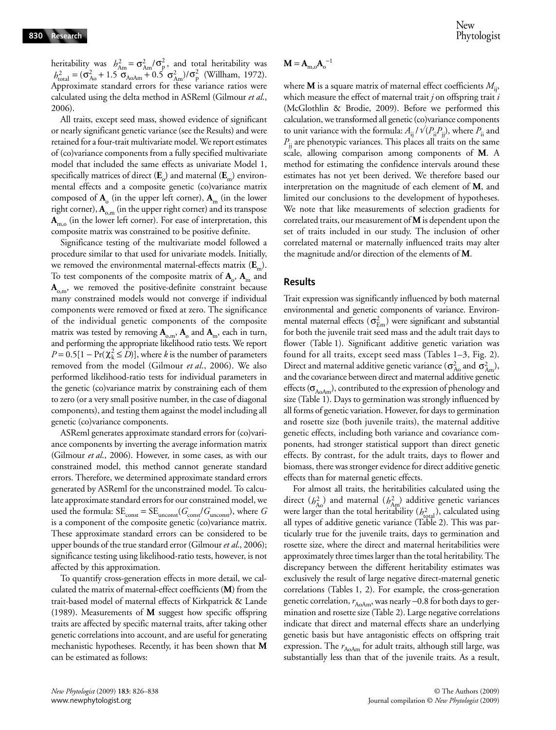heritability was $h^2_{Am} = \sigma^2_{Am}/\sigma^2_p$, and total heritability was $h^2_{total} = (\sigma^2_{Ao} + 1.5\ \sigma_{AoAm} + 0.5\ \sigma^2_{Am})/\sigma^2_p$ (Willham, 1972). Approximate standard errors for these variance ratios were calculated using the delta method in ASReml (Gilmour *et al.*, 2006).

All traits, except seed mass, showed evidence of significant or nearly significant genetic variance (see the Results) and were retained for a four-trait multivariate model. We report estimates of (co)variance components from a fully specified multivariate model that included the same effects as univariate Model 1, specifically matrices of direct ($\mathbf{E}_o$) and maternal ($\mathbf{E}_m$) environmental effects and a composite genetic (co)variance matrix composed of $\mathbf{A}_o$ (in the upper left corner), $\mathbf{A}_m$ (in the lower right corner), $\mathbf{A}_{o,m}$ (in the upper right corner) and its transpose $\mathbf{A}_{m,o}$ (in the lower left corner). For ease of interpretation, this composite matrix was constrained to be positive definite.

Significance testing of the multivariate model followed a procedure similar to that used for univariate models. Initially, we removed the environmental maternal-effects matrix ($\mathbf{E}_m$). To test components of the composite matrix of $\mathbf{A}_o$, $\mathbf{A}_m$ and $\mathbf{A}_{o,m}$, we removed the positive-definite constraint because many constrained models would not converge if individual components were removed or fixed at zero. The significance of the individual genetic components of the composite matrix was tested by removing $\mathbf{A}_{o,m}$, $\mathbf{A}_o$ and $\mathbf{A}_m$, each in turn, and performing the appropriate likelihood ratio tests. We report $P = 0.5[1 - \Pr(\chi^2_k \leq D)]$, where $k$ is the number of parameters removed from the model (Gilmour *et al.*, 2006). We also performed likelihood-ratio tests for individual parameters in the genetic (co)variance matrix by constraining each of them to zero (or a very small positive number, in the case of diagonal components), and testing them against the model including all genetic (co)variance components.

ASReml generates approximate standard errors for (co)variance components by inverting the average information matrix (Gilmour *et al.*, 2006). However, in some cases, as with our constrained model, this method cannot generate standard errors. Therefore, we determined approximate standard errors generated by ASReml for the unconstrained model. To calculate approximate standard errors for our constrained model, we used the formula: $SE_{const} = SE_{unconst}(G_{const}/G_{unconst})$, where $G$ is a component of the composite genetic (co)variance matrix. These approximate standard errors can be considered to be upper bounds of the true standard error (Gilmour *et al.*, 2006); significance testing using likelihood-ratio tests, however, is not affected by this approximation.

To quantify cross-generation effects in more detail, we calculated the matrix of maternal-effect coefficients ($\mathbf{M}$) from the trait-based model of maternal effects of Kirkpatrick & Lande (1989). Measurements of $\mathbf{M}$ suggest how specific offspring traits are affected by specific maternal traits, after taking other genetic correlations into account, and are useful for generating mechanistic hypotheses. Recently, it has been shown that $\mathbf{M}$ can be estimated as follows:

$$\mathbf{M} = \mathbf{A}_{m,o}\mathbf{A}_o^{-1}$$

where $\mathbf{M}$ is a square matrix of maternal effect coefficients $M_{ij}$, which measure the effect of maternal trait $j$ on offspring trait $i$ (McGlothlin & Brodie, 2009). Before we performed this calculation, we transformed all genetic (co)variance components to unit variance with the formula: $A_{ij}/\sqrt{(P_{ii}P_{jj})}$, where $P_{ii}$ and $P_{jj}$ are phenotypic variances. This places all traits on the same scale, allowing comparison among components of $\mathbf{M}$. A method for estimating the confidence intervals around these estimates has not yet been derived. We therefore based our interpretation on the magnitude of each element of $\mathbf{M}$, and limited our conclusions to the development of hypotheses. We note that like measurements of selection gradients for correlated traits, our measurement of $\mathbf{M}$ is dependent upon the set of traits included in our study. The inclusion of other correlated maternal or maternally influenced traits may alter the magnitude and/or direction of the elements of $\mathbf{M}$.

## Results

Trait expression was significantly influenced by both maternal environmental and genetic components of variance. Environmental maternal effects ($\sigma^2_{Em}$) were significant and substantial for both the juvenile trait seed mass and the adult trait days to flower (Table 1). Significant additive genetic variation was found for all traits, except seed mass (Tables 1–3, Fig. 2). Direct and maternal additive genetic variance ($\sigma^2_{Ao}$ and $\sigma^2_{Am}$), and the covariance between direct and maternal additive genetic effects ($\sigma_{AoAm}$), contributed to the expression of phenology and size (Table 1). Days to germination was strongly influenced by all forms of genetic variation. However, for days to germination and rosette size (both juvenile traits), the maternal additive genetic effects, including both variance and covariance components, had stronger statistical support than direct genetic effects. By contrast, for the adult traits, days to flower and biomass, there was stronger evidence for direct additive genetic effects than for maternal genetic effects.

For almost all traits, the heritabilities calculated using the direct ($h^2_{Ao}$) and maternal ($h^2_{Am}$) additive genetic variances were larger than the total heritability ($h^2_{total}$), calculated using all types of additive genetic variance (Table 2). This was particularly true for the juvenile traits, days to germination and rosette size, where the direct and maternal heritabilities were approximately three times larger than the total heritability. The discrepancy between the different heritability estimates was exclusively the result of large negative direct-maternal genetic correlations (Tables 1, 2). For example, the cross-generation genetic correlation, $r_{AoAm}$, was nearly −0.8 for both days to germination and rosette size (Table 2). Large negative correlations indicate that direct and maternal effects share an underlying genetic basis but have antagonistic effects on offspring trait expression. The $r_{AoAm}$ for adult traits, although still large, was substantially less than that of the juvenile traits. As a result,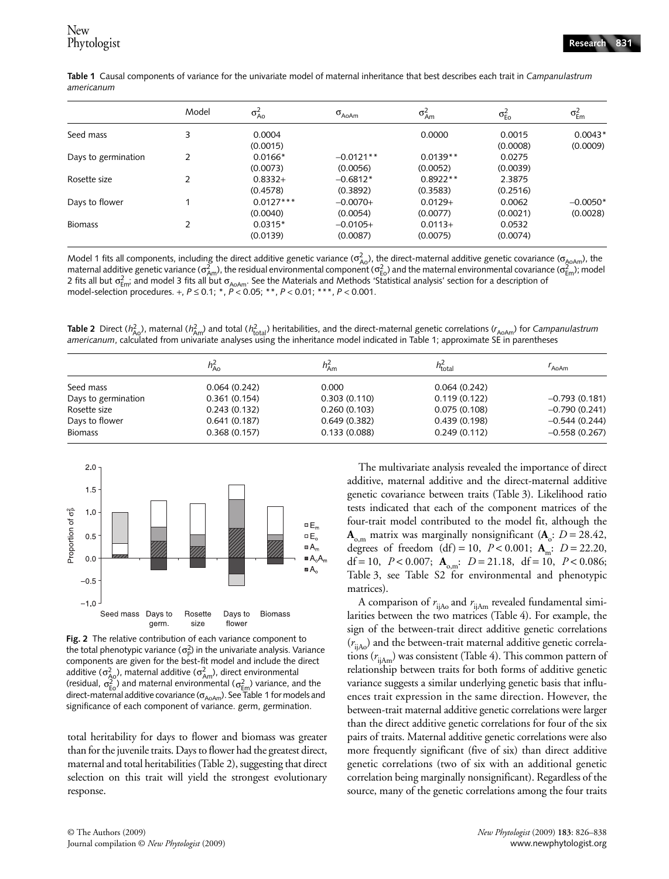**Table 1** Causal components of variance for the univariate model of maternal inheritance that best describes each trait in *Campanulastrum americanum*

| | Model | $\sigma^2_{Ao}$ | $\sigma_{AoAm}$ | $\sigma^2_{Am}$ | $\sigma^2_{Eo}$ | $\sigma^2_{Em}$ |
|---|---|---|---|---|---|---|
| Seed mass | 3 | 0.0004 (0.0015) | | 0.0000 | 0.0015 (0.0008) | 0.0043* (0.0009) |
| Days to germination | 2 | 0.0166* (0.0073) | −0.0121** (0.0056) | 0.0139** (0.0052) | 0.0275 (0.0039) | |
| Rosette size | 2 | 0.8332+ (0.4578) | −0.6812* (0.3892) | 0.8922** (0.3583) | 2.3875 (0.2516) | |
| Days to flower | 1 | 0.0127*** (0.0040) | −0.0070+ (0.0054) | 0.0129+ (0.0077) | 0.0062 (0.0021) | −0.0050* (0.0028) |
| Biomass | 2 | 0.0315* (0.0139) | −0.0105+ (0.0087) | 0.0113+ (0.0075) | 0.0532 (0.0074) | |

Model 1 fits all components, including the direct additive genetic variance ($\sigma^2_{Ao}$), the direct-maternal additive genetic covariance ($\sigma_{AoAm}$), the maternal additive genetic variance ($\sigma^2_{Am}$), the residual environmental component ($\sigma^2_{Eo}$) and the maternal environmental covariance ($\sigma^2_{Em}$); model 2 fits all but $\sigma^2_{Em}$; and model 3 fits all but $\sigma_{AoAm}$. See the Materials and Methods 'Statistical analysis' section for a description of model-selection procedures. +, $P \leq 0.1$; *, $P < 0.05$; **, $P < 0.01$; ***, $P < 0.001$.

**Table 2** Direct ($h^2_{Ao}$), maternal ($h^2_{Am}$) and total ($h^2_{total}$) heritabilities, and the direct-maternal genetic correlations ($r_{AoAm}$) for *Campanulastrum americanum*, calculated from univariate analyses using the inheritance model indicated in Table 1; approximate SE in parentheses

| | $h^2_{Ao}$ | $h^2_{Am}$ | $h^2_{total}$ | $r_{AoAm}$ |
|---|---|---|---|---|
| Seed mass | 0.064 (0.242) | 0.000 | 0.064 (0.242) | |
| Days to germination | 0.361 (0.154) | 0.303 (0.110) | 0.119 (0.122) | −0.793 (0.181) |
| Rosette size | 0.243 (0.132) | 0.260 (0.103) | 0.075 (0.108) | −0.790 (0.241) |
| Days to flower | 0.641 (0.187) | 0.649 (0.382) | 0.439 (0.198) | −0.544 (0.244) |
| Biomass | 0.368 (0.157) | 0.133 (0.088) | 0.249 (0.112) | −0.558 (0.267) |

**Fig. 2** The relative contribution of each variance component to the total phenotypic variance ($\sigma^2_P$) in the univariate analysis. Variance components are given for the best-fit model and include the direct additive ($\sigma^2_{Ao}$), maternal additive ($\sigma^2_{Am}$), direct environmental (residual, $\sigma^2_{Eo}$) and maternal environmental ($\sigma^2_{Em}$) variance, and the direct-maternal additive covariance ($\sigma_{AoAm}$). See Table 1 for models and significance of each component of variance. germ, germination.

total heritability for days to flower and biomass was greater than for the juvenile traits. Days to flower had the greatest direct, maternal and total heritabilities (Table 2), suggesting that direct selection on this trait will yield the strongest evolutionary response.

The multivariate analysis revealed the importance of direct additive, maternal additive and the direct-maternal additive genetic covariance between traits (Table 3). Likelihood ratio tests indicated that each of the component matrices of the four-trait model contributed to the model fit, although the $\mathbf{A}_{o,m}$ matrix was marginally nonsignificant ($\mathbf{A}_o$: $D = 28.42$, degrees of freedom (df) = 10, $P < 0.001$; $\mathbf{A}_m$: $D = 22.20$, df = 10, $P < 0.007$; $\mathbf{A}_{o,m}$: $D = 21.18$, df = 10, $P < 0.086$; Table 3, see Table S2 for environmental and phenotypic matrices).

A comparison of $r_{ijAo}$ and $r_{ijAm}$ revealed fundamental similarities between the two matrices (Table 4). For example, the sign of the between-trait direct additive genetic correlations ($r_{ijAo}$) and the between-trait maternal additive genetic correlations ($r_{ijAm}$) was consistent (Table 4). This common pattern of relationship between traits for both forms of additive genetic variance suggests a similar underlying genetic basis that influences trait expression in the same direction. However, the between-trait maternal additive genetic correlations were larger than the direct additive genetic correlations for four of the six pairs of traits. Maternal additive genetic correlations were also more frequently significant (five of six) than direct additive genetic correlations (two of six with an additional genetic correlation being marginally nonsignificant). Regardless of the source, many of the genetic correlations among the four traits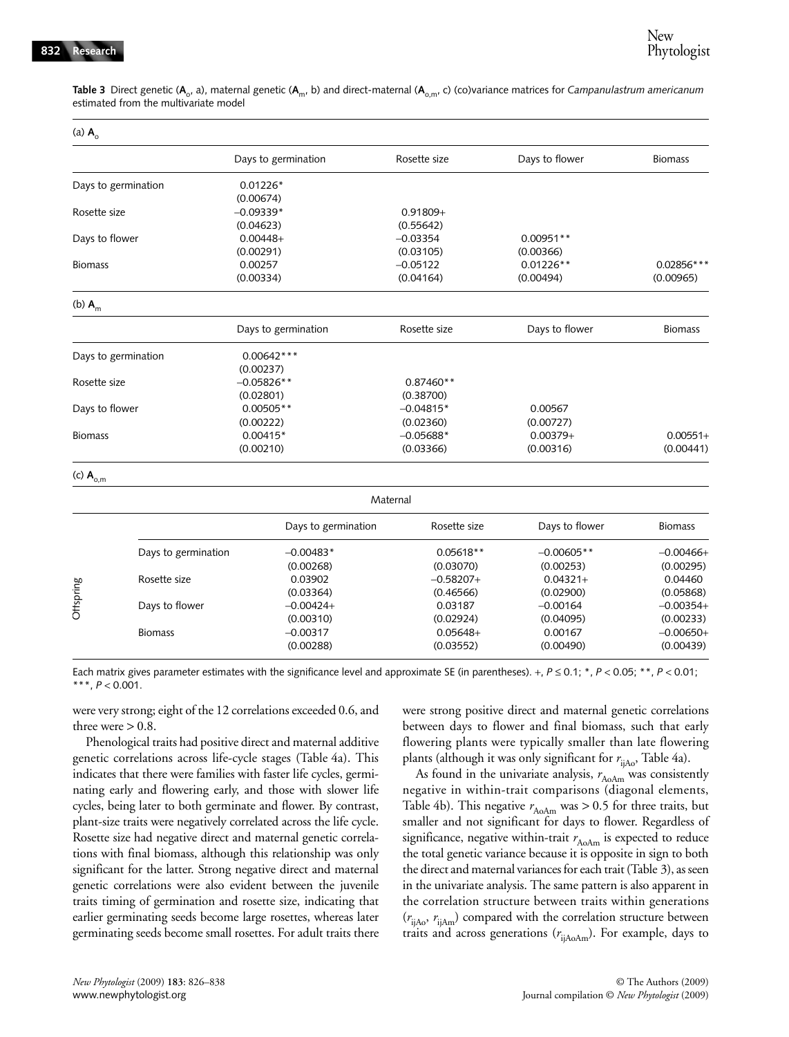**Table 3** Direct genetic ($\mathbf{A}_o$, a), maternal genetic ($\mathbf{A}_m$, b) and direct-maternal ($\mathbf{A}_{o,m}$, c) (co)variance matrices for *Campanulastrum americanum* estimated from the multivariate model

(a) $\mathbf{A}_o$

| | Days to germination | Rosette size | Days to flower | Biomass |
|---|---|---|---|---|
| Days to germination | 0.01226* (0.00674) | | | |
| Rosette size | –0.09339* (0.04623) | 0.91809+ (0.55642) | | |
| Days to flower | 0.00448+ (0.00291) | –0.03354 (0.03105) | 0.00951** (0.00366) | |
| Biomass | 0.00257 (0.00334) | –0.05122 (0.04164) | 0.01226** (0.00494) | 0.02856*** (0.00965) |

(b) $\mathbf{A}_m$

| | Days to germination | Rosette size | Days to flower | Biomass |
|---|---|---|---|---|
| Days to germination | 0.00642*** (0.00237) | | | |
| Rosette size | –0.05826** (0.02801) | 0.87460** (0.38700) | | |
| Days to flower | 0.00505** (0.00222) | –0.04815* (0.02360) | 0.00567 (0.00727) | |
| Biomass | 0.00415* (0.00210) | –0.05688* (0.03366) | 0.00379+ (0.00316) | 0.00551+ (0.00441) |

(c) $\mathbf{A}_{o,m}$

| | | Maternal | | | |
|---|---|---|---|---|---|
| | | Days to germination | Rosette size | Days to flower | Biomass |
| Offspring | Days to germination | –0.00483* (0.00268) | 0.05618** (0.03070) | –0.00605** (0.00253) | –0.00466+ (0.00295) |
| | Rosette size | 0.03902 (0.03364) | –0.58207+ (0.46566) | 0.04321+ (0.02900) | 0.04460 (0.05868) |
| | Days to flower | –0.00424+ (0.00310) | 0.03187 (0.02924) | –0.00164 (0.04095) | –0.00354+ (0.00233) |
| | Biomass | –0.00317 (0.00288) | 0.05648+ (0.03552) | 0.00167 (0.00490) | –0.00650+ (0.00439) |

Each matrix gives parameter estimates with the significance level and approximate SE (in parentheses). +, $P \leq 0.1$; *, $P < 0.05$; **, $P < 0.01$; ***, $P < 0.001$.

were very strong; eight of the 12 correlations exceeded 0.6, and three were > 0.8.

Phenological traits had positive direct and maternal additive genetic correlations across life-cycle stages (Table 4a). This indicates that there were families with faster life cycles, germinating early and flowering early, and those with slower life cycles, being later to both germinate and flower. By contrast, plant-size traits were negatively correlated across the life cycle. Rosette size had negative direct and maternal genetic correlations with final biomass, although this relationship was only significant for the latter. Strong negative direct and maternal genetic correlations were also evident between the juvenile traits timing of germination and rosette size, indicating that earlier germinating seeds become large rosettes, whereas later germinating seeds become small rosettes. For adult traits there were strong positive direct and maternal genetic correlations between days to flower and final biomass, such that early flowering plants were typically smaller than late flowering plants (although it was only significant for $r_{ijAo}$, Table 4a).

As found in the univariate analysis, $r_{AoAm}$ was consistently negative in within-trait comparisons (diagonal elements, Table 4b). This negative $r_{AoAm}$ was > 0.5 for three traits, but smaller and not significant for days to flower. Regardless of significance, negative within-trait $r_{AoAm}$ is expected to reduce the total genetic variance because it is opposite in sign to both the direct and maternal variances for each trait (Table 3), as seen in the univariate analysis. The same pattern is also apparent in the correlation structure between traits within generations ($r_{ijAo}$, $r_{ijAm}$) compared with the correlation structure between traits and across generations ($r_{ijAoAm}$). For example, days to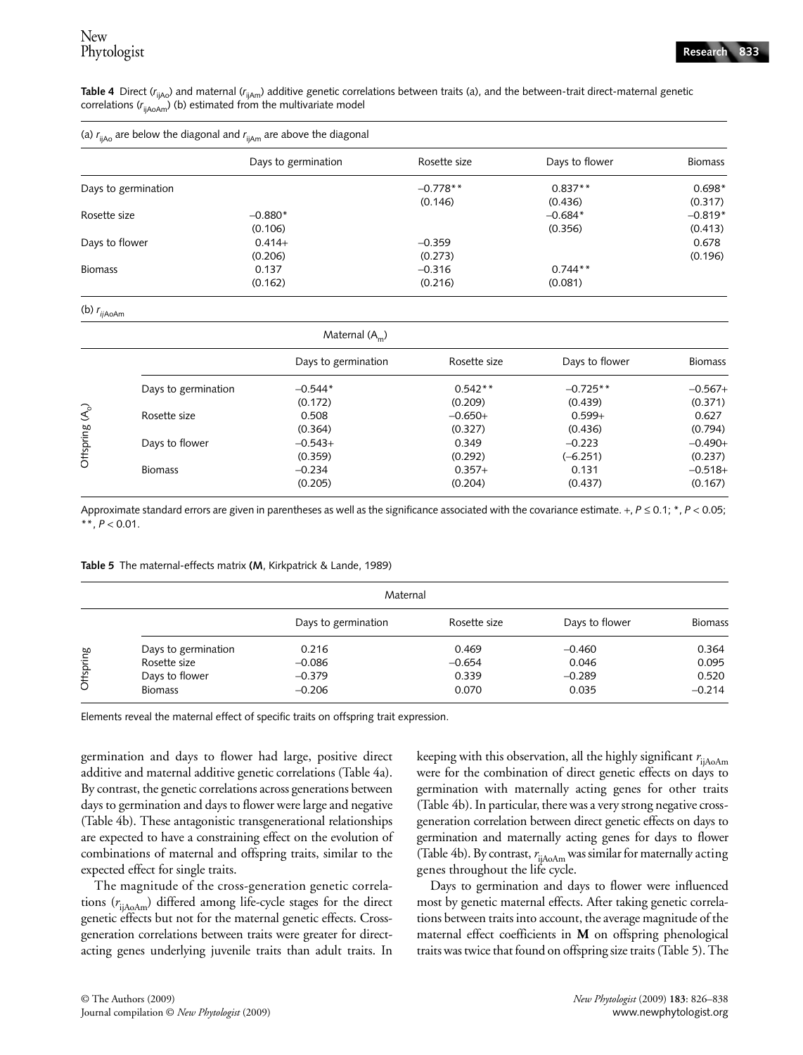**Table 4** Direct ($r_{ijAo}$) and maternal ($r_{ijAm}$) additive genetic correlations between traits (a), and the between-trait direct-maternal genetic correlations ($r_{ijAoAm}$) (b) estimated from the multivariate model

(a) $r_{ijAo}$ are below the diagonal and $r_{ijAm}$ are above the diagonal

| | Days to germination | Rosette size | Days to flower | Biomass |
|---|---|---|---|---|
| Days to germination | | –0.778** (0.146) | 0.837** (0.436) | 0.698* (0.317) |
| Rosette size | –0.880* (0.106) | | –0.684* (0.356) | –0.819* (0.413) |
| Days to flower | 0.414+ (0.206) | –0.359 (0.273) | | 0.678 (0.196) |
| Biomass | 0.137 (0.162) | –0.316 (0.216) | 0.744** (0.081) | |

(b) $r_{ijAoAm}$

| | | Maternal ($A_m$) | | | |
|---|---|---|---|---|---|
| | | Days to germination | Rosette size | Days to flower | Biomass |
| Offspring ($A_o$) | Days to germination | –0.544* (0.172) | 0.542** (0.209) | –0.725** (0.439) | –0.567+ (0.371) |
| | Rosette size | 0.508 (0.364) | –0.650+ (0.327) | 0.599+ (0.436) | 0.627 (0.794) |
| | Days to flower | –0.543+ (0.359) | 0.349 (0.292) | –0.223 (–6.251) | –0.490+ (0.237) |
| | Biomass | –0.234 (0.205) | 0.357+ (0.204) | 0.131 (0.437) | –0.518+ (0.167) |

Approximate standard errors are given in parentheses as well as the significance associated with the covariance estimate. +, $P \leq 0.1$; *, $P < 0.05$; **, $P < 0.01$.

**Table 5** The maternal-effects matrix (**M**, Kirkpatrick & Lande, 1989)

| | | Maternal | | | |
|---|---|---|---|---|---|
| | | Days to germination | Rosette size | Days to flower | Biomass |
| Offspring | Days to germination | 0.216 | 0.469 | –0.460 | 0.364 |
| | Rosette size | –0.086 | –0.654 | 0.046 | 0.095 |
| | Days to flower | –0.379 | 0.339 | –0.289 | 0.520 |
| | Biomass | –0.206 | 0.070 | 0.035 | –0.214 |

Elements reveal the maternal effect of specific traits on offspring trait expression.

germination and days to flower had large, positive direct additive and maternal additive genetic correlations (Table 4a). By contrast, the genetic correlations across generations between days to germination and days to flower were large and negative (Table 4b). These antagonistic transgenerational relationships are expected to have a constraining effect on the evolution of combinations of maternal and offspring traits, similar to the expected effect for single traits.

The magnitude of the cross-generation genetic correlations ($r_{ijAoAm}$) differed among life-cycle stages for the direct genetic effects but not for the maternal genetic effects. Cross-generation correlations between traits were greater for direct-acting genes underlying juvenile traits than adult traits. In keeping with this observation, all the highly significant $r_{ijAoAm}$ were for the combination of direct genetic effects on days to germination with maternally acting genes for other traits (Table 4b). In particular, there was a very strong negative cross-generation correlation between direct genetic effects on days to germination and maternally acting genes for days to flower (Table 4b). By contrast, $r_{ijAoAm}$ was similar for maternally acting genes throughout the life cycle.

Days to germination and days to flower were influenced most by genetic maternal effects. After taking genetic correlations between traits into account, the average magnitude of the maternal effect coefficients in **M** on offspring phenological traits was twice that found on offspring size traits (Table 5). The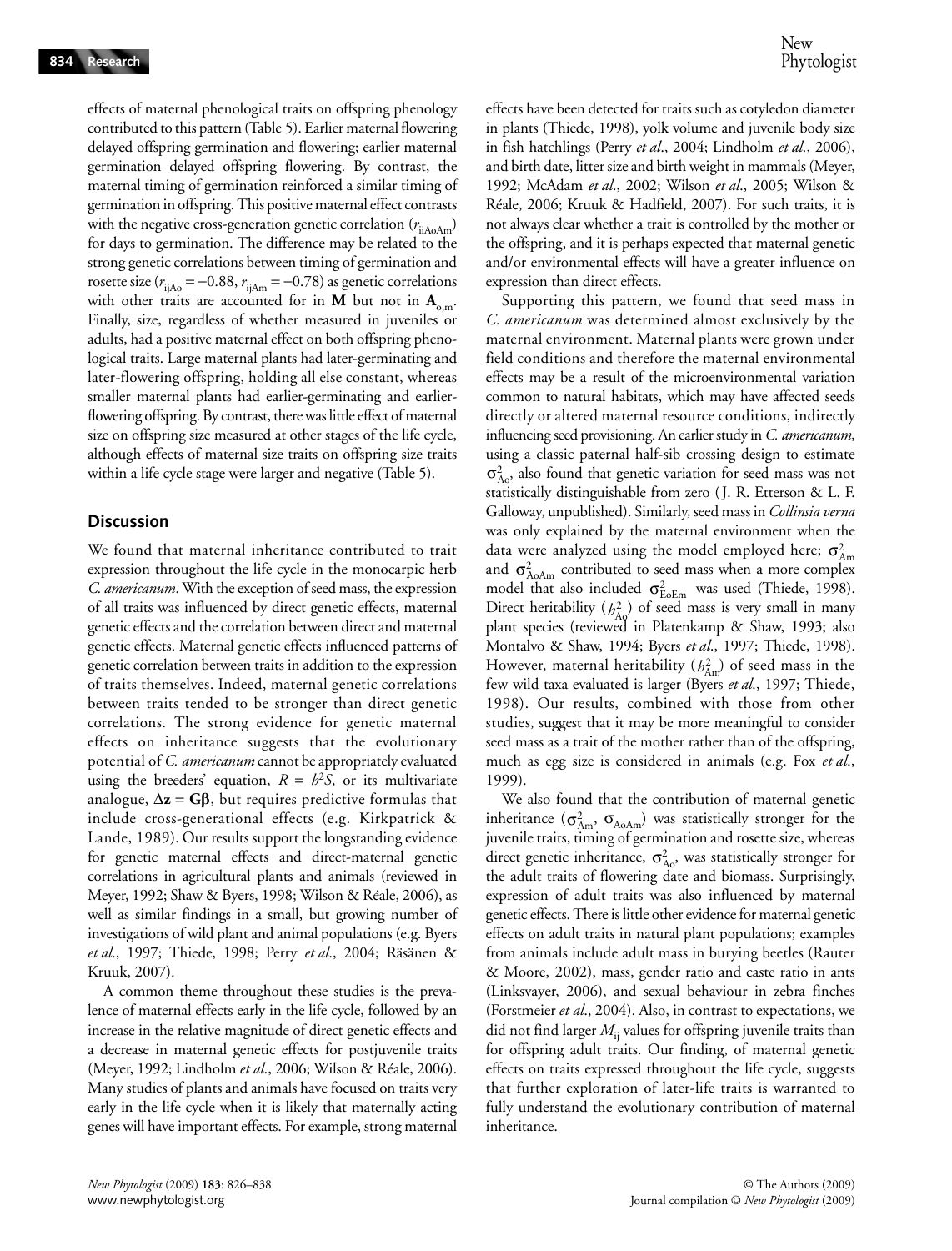effects of maternal phenological traits on offspring phenology contributed to this pattern (Table 5). Earlier maternal flowering delayed offspring germination and flowering; earlier maternal germination delayed offspring flowering. By contrast, the maternal timing of germination reinforced a similar timing of germination in offspring. This positive maternal effect contrasts with the negative cross-generation genetic correlation ($r_{iiAoAm}$) for days to germination. The difference may be related to the strong genetic correlations between timing of germination and rosette size ($r_{ijAo} = -0.88$, $r_{ijAm} = -0.78$) as genetic correlations with other traits are accounted for in **M** but not in $\mathbf{A}_{o,m}$. Finally, size, regardless of whether measured in juveniles or adults, had a positive maternal effect on both offspring phenological traits. Large maternal plants had later-germinating and later-flowering offspring, holding all else constant, whereas smaller maternal plants had earlier-germinating and earlier-flowering offspring. By contrast, there was little effect of maternal size on offspring size measured at other stages of the life cycle, although effects of maternal size traits on offspring size traits within a life cycle stage were larger and negative (Table 5).

## Discussion

We found that maternal inheritance contributed to trait expression throughout the life cycle in the monocarpic herb *C. americanum*. With the exception of seed mass, the expression of all traits was influenced by direct genetic effects, maternal genetic effects and the correlation between direct and maternal genetic effects. Maternal genetic effects influenced patterns of genetic correlation between traits in addition to the expression of traits themselves. Indeed, maternal genetic correlations between traits tended to be stronger than direct genetic correlations. The strong evidence for genetic maternal effects on inheritance suggests that the evolutionary potential of *C. americanum* cannot be appropriately evaluated using the breeders' equation, $R = h^2S$, or its multivariate analogue, $\Delta \mathbf{z} = \mathbf{G}\boldsymbol{\beta}$, but requires predictive formulas that include cross-generational effects (e.g. Kirkpatrick & Lande, 1989). Our results support the longstanding evidence for genetic maternal effects and direct-maternal genetic correlations in agricultural plants and animals (reviewed in Meyer, 1992; Shaw & Byers, 1998; Wilson & Réale, 2006), as well as similar findings in a small, but growing number of investigations of wild plant and animal populations (e.g. Byers *et al*., 1997; Thiede, 1998; Perry *et al*., 2004; Räsänen & Kruuk, 2007).

A common theme throughout these studies is the prevalence of maternal effects early in the life cycle, followed by an increase in the relative magnitude of direct genetic effects and a decrease in maternal genetic effects for postjuvenile traits (Meyer, 1992; Lindholm *et al*., 2006; Wilson & Réale, 2006). Many studies of plants and animals have focused on traits very early in the life cycle when it is likely that maternally acting genes will have important effects. For example, strong maternal effects have been detected for traits such as cotyledon diameter in plants (Thiede, 1998), yolk volume and juvenile body size in fish hatchlings (Perry *et al*., 2004; Lindholm *et al*., 2006), and birth date, litter size and birth weight in mammals (Meyer, 1992; McAdam *et al*., 2002; Wilson *et al*., 2005; Wilson & Réale, 2006; Kruuk & Hadfield, 2007). For such traits, it is not always clear whether a trait is controlled by the mother or the offspring, and it is perhaps expected that maternal genetic and/or environmental effects will have a greater influence on expression than direct effects.

Supporting this pattern, we found that seed mass in *C. americanum* was determined almost exclusively by the maternal environment. Maternal plants were grown under field conditions and therefore the maternal environmental effects may be a result of the microenvironmental variation common to natural habitats, which may have affected seeds directly or altered maternal resource conditions, indirectly influencing seed provisioning. An earlier study in *C. americanum*, using a classic paternal half-sib crossing design to estimate $\sigma^2_{Ao}$, also found that genetic variation for seed mass was not statistically distinguishable from zero (J. R. Etterson & L. F. Galloway, unpublished). Similarly, seed mass in *Collinsia verna* was only explained by the maternal environment when the data were analyzed using the model employed here; $\sigma^2_{Am}$ and $\sigma^2_{AoAm}$ contributed to seed mass when a more complex model that also included $\sigma^2_{EoEm}$ was used (Thiede, 1998). Direct heritability ($h^2_{Ao}$) of seed mass is very small in many plant species (reviewed in Platenkamp & Shaw, 1993; also Montalvo & Shaw, 1994; Byers *et al*., 1997; Thiede, 1998). However, maternal heritability ($h^2_{Am}$) of seed mass in the few wild taxa evaluated is larger (Byers *et al*., 1997; Thiede, 1998). Our results, combined with those from other studies, suggest that it may be more meaningful to consider seed mass as a trait of the mother rather than of the offspring, much as egg size is considered in animals (e.g. Fox *et al*., 1999).

We also found that the contribution of maternal genetic inheritance ($\sigma^2_{Am}$, $\sigma_{AoAm}$) was statistically stronger for the juvenile traits, timing of germination and rosette size, whereas direct genetic inheritance, $\sigma^2_{Ao}$, was statistically stronger for the adult traits of flowering date and biomass. Surprisingly, expression of adult traits was also influenced by maternal genetic effects. There is little other evidence for maternal genetic effects on adult traits in natural plant populations; examples from animals include adult mass in burying beetles (Rauter & Moore, 2002), mass, gender ratio and caste ratio in ants (Linksvayer, 2006), and sexual behaviour in zebra finches (Forstmeier *et al*., 2004). Also, in contrast to expectations, we did not find larger $M_{ij}$ values for offspring juvenile traits than for offspring adult traits. Our finding, of maternal genetic effects on traits expressed throughout the life cycle, suggests that further exploration of later-life traits is warranted to fully understand the evolutionary contribution of maternal inheritance.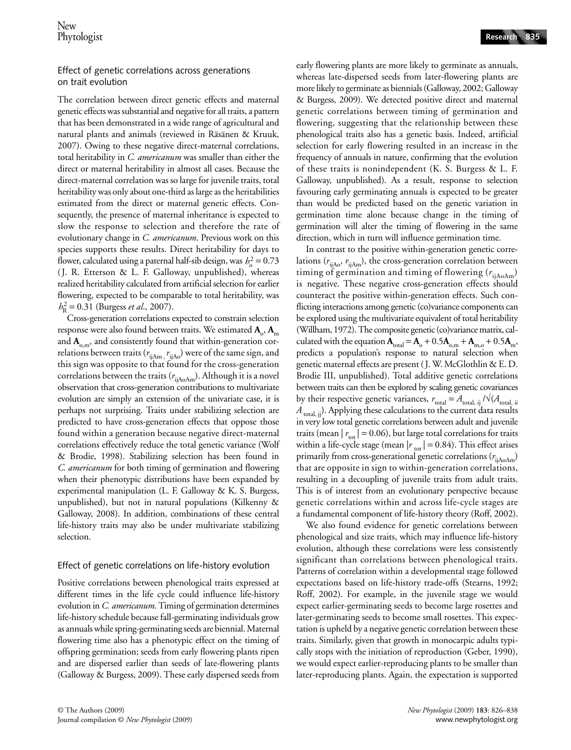### Effect of genetic correlations across generations on trait evolution

The correlation between direct genetic effects and maternal genetic effects was substantial and negative for all traits, a pattern that has been demonstrated in a wide range of agricultural and natural plants and animals (reviewed in Räsänen & Kruuk, 2007). Owing to these negative direct-maternal correlations, total heritability in *C. americanum* was smaller than either the direct or maternal heritability in almost all cases. Because the direct-maternal correlation was so large for juvenile traits, total heritability was only about one-third as large as the heritabilities estimated from the direct or maternal genetic effects. Consequently, the presence of maternal inheritance is expected to slow the response to selection and therefore the rate of evolutionary change in *C. americanum*. Previous work on this species supports these results. Direct heritability for days to flower, calculated using a paternal half-sib design, was $h_o^2 = 0.73$ (J. R. Etterson & L. F. Galloway, unpublished), whereas realized heritability calculated from artificial selection for earlier flowering, expected to be comparable to total heritability, was $h_R^2 = 0.31$ (Burgess *et al.*, 2007).

Cross-generation correlations expected to constrain selection response were also found between traits. We estimated $\mathbf{A}_o$, $\mathbf{A}_m$ and $\mathbf{A}_{o,m}$, and consistently found that within-generation correlations between traits ($r_{ijAm}$, $r_{ijAo}$) were of the same sign, and this sign was opposite to that found for the cross-generation correlations between the traits ($r_{ijAoAm}$). Although it is a novel observation that cross-generation contributions to multivariate evolution are simply an extension of the univariate case, it is perhaps not surprising. Traits under stabilizing selection are predicted to have cross-generation effects that oppose those found within a generation because negative direct-maternal correlations effectively reduce the total genetic variance (Wolf & Brodie, 1998). Stabilizing selection has been found in *C. americanum* for both timing of germination and flowering when their phenotypic distributions have been expanded by experimental manipulation (L. F. Galloway & K. S. Burgess, unpublished), but not in natural populations (Kilkenny & Galloway, 2008). In addition, combinations of these central life-history traits may also be under multivariate stabilizing selection.

### Effect of genetic correlations on life-history evolution

Positive correlations between phenological traits expressed at different times in the life cycle could influence life-history evolution in *C. americanum*. Timing of germination determines life-history schedule because fall-germinating individuals grow as annuals while spring-germinating seeds are biennial. Maternal flowering time also has a phenotypic effect on the timing of offspring germination; seeds from early flowering plants ripen and are dispersed earlier than seeds of late-flowering plants (Galloway & Burgess, 2009). These early dispersed seeds from early flowering plants are more likely to germinate as annuals, whereas late-dispersed seeds from later-flowering plants are more likely to germinate as biennials (Galloway, 2002; Galloway & Burgess, 2009). We detected positive direct and maternal genetic correlations between timing of germination and flowering, suggesting that the relationship between these phenological traits also has a genetic basis. Indeed, artificial selection for early flowering resulted in an increase in the frequency of annuals in nature, confirming that the evolution of these traits is nonindependent (K. S. Burgess & L. F. Galloway, unpublished). As a result, response to selection favouring early germinating annuals is expected to be greater than would be predicted based on the genetic variation in germination time alone because change in the timing of germination will alter the timing of flowering in the same direction, which in turn will influence germination time.

In contrast to the positive within-generation genetic correlations ($r_{ijAo}$, $r_{ijAm}$), the cross-generation correlation between timing of germination and timing of flowering ($r_{ijAoAm}$) is negative. These negative cross-generation effects should counteract the positive within-generation effects. Such conflicting interactions among genetic (co)variance components can be explored using the multivariate equivalent of total heritability (Willham, 1972). The composite genetic (co)variance matrix, calculated with the equation $\mathbf{A}_{total} = \mathbf{A}_o + 0.5\mathbf{A}_{o,m} + \mathbf{A}_{m,o} + 0.5\mathbf{A}_m$, predicts a population's response to natural selection when genetic maternal effects are present (J. W. McGlothlin & E. D. Brodie III, unpublished). Total additive genetic correlations between traits can then be explored by scaling genetic covariances by their respective genetic variances, $r_{total} = A_{total,\,ij}/\sqrt{(A_{total,\,ii}\,A_{total,\,jj})}$. Applying these calculations to the current data results in very low total genetic correlations between adult and juvenile traits (mean $|r_{tot}| = 0.06$), but large total correlations for traits within a life-cycle stage (mean $|r_{tot}| = 0.84$). This effect arises primarily from cross-generational genetic correlations ($r_{ijAoAm}$) that are opposite in sign to within-generation correlations, resulting in a decoupling of juvenile traits from adult traits. This is of interest from an evolutionary perspective because genetic correlations within and across life-cycle stages are a fundamental component of life-history theory (Roff, 2002).

We also found evidence for genetic correlations between phenological and size traits, which may influence life-history evolution, although these correlations were less consistently significant than correlations between phenological traits. Patterns of correlation within a developmental stage followed expectations based on life-history trade-offs (Stearns, 1992; Roff, 2002). For example, in the juvenile stage we would expect earlier-germinating seeds to become large rosettes and later-germinating seeds to become small rosettes. This expectation is upheld by a negative genetic correlation between these traits. Similarly, given that growth in monocarpic adults typically stops with the initiation of reproduction (Geber, 1990), we would expect earlier-reproducing plants to be smaller than later-reproducing plants. Again, the expectation is supported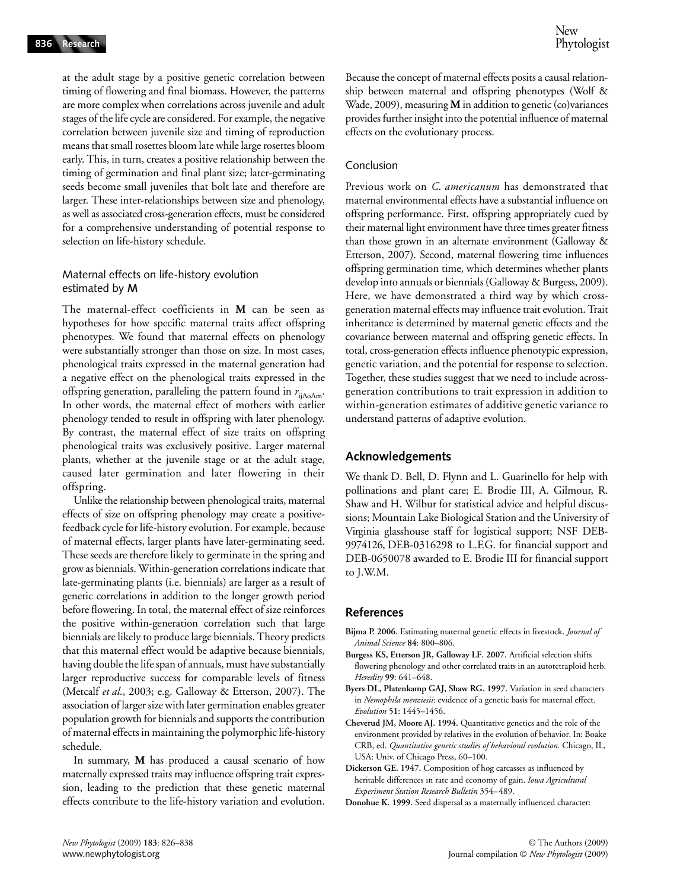at the adult stage by a positive genetic correlation between timing of flowering and final biomass. However, the patterns are more complex when correlations across juvenile and adult stages of the life cycle are considered. For example, the negative correlation between juvenile size and timing of reproduction means that small rosettes bloom late while large rosettes bloom early. This, in turn, creates a positive relationship between the timing of germination and final plant size; later-germinating seeds become small juveniles that bolt late and therefore are larger. These inter-relationships between size and phenology, as well as associated cross-generation effects, must be considered for a comprehensive understanding of potential response to selection on life-history schedule.

### Maternal effects on life-history evolution estimated by **M**

The maternal-effect coefficients in **M** can be seen as hypotheses for how specific maternal traits affect offspring phenotypes. We found that maternal effects on phenology were substantially stronger than those on size. In most cases, phenological traits expressed in the maternal generation had a negative effect on the phenological traits expressed in the offspring generation, paralleling the pattern found in $r_{ijAoAm}$. In other words, the maternal effect of mothers with earlier phenology tended to result in offspring with later phenology. By contrast, the maternal effect of size traits on offspring phenological traits was exclusively positive. Larger maternal plants, whether at the juvenile stage or at the adult stage, caused later germination and later flowering in their offspring.

Unlike the relationship between phenological traits, maternal effects of size on offspring phenology may create a positive-feedback cycle for life-history evolution. For example, because of maternal effects, larger plants have later-germinating seed. These seeds are therefore likely to germinate in the spring and grow as biennials. Within-generation correlations indicate that late-germinating plants (i.e. biennials) are larger as a result of genetic correlations in addition to the longer growth period before flowering. In total, the maternal effect of size reinforces the positive within-generation correlation such that large biennials are likely to produce large biennials. Theory predicts that this maternal effect would be adaptive because biennials, having double the life span of annuals, must have substantially larger reproductive success for comparable levels of fitness (Metcalf *et al.*, 2003; e.g. Galloway & Etterson, 2007). The association of larger size with later germination enables greater population growth for biennials and supports the contribution of maternal effects in maintaining the polymorphic life-history schedule.

In summary, **M** has produced a causal scenario of how maternally expressed traits may influence offspring trait expression, leading to the prediction that these genetic maternal effects contribute to the life-history variation and evolution. Because the concept of maternal effects posits a causal relationship between maternal and offspring phenotypes (Wolf & Wade, 2009), measuring **M** in addition to genetic (co)variances provides further insight into the potential influence of maternal effects on the evolutionary process.

### Conclusion

Previous work on *C. americanum* has demonstrated that maternal environmental effects have a substantial influence on offspring performance. First, offspring appropriately cued by their maternal light environment have three times greater fitness than those grown in an alternate environment (Galloway & Etterson, 2007). Second, maternal flowering time influences offspring germination time, which determines whether plants develop into annuals or biennials (Galloway & Burgess, 2009). Here, we have demonstrated a third way by which cross-generation maternal effects may influence trait evolution. Trait inheritance is determined by maternal genetic effects and the covariance between maternal and offspring genetic effects. In total, cross-generation effects influence phenotypic expression, genetic variation, and the potential for response to selection. Together, these studies suggest that we need to include across-generation contributions to trait expression in addition to within-generation estimates of additive genetic variance to understand patterns of adaptive evolution.

## Acknowledgements

We thank D. Bell, D. Flynn and L. Guarinello for help with pollinations and plant care; E. Brodie III, A. Gilmour, R. Shaw and H. Wilbur for statistical advice and helpful discussions; Mountain Lake Biological Station and the University of Virginia glasshouse staff for logistical support; NSF DEB-9974126, DEB-0316298 to L.F.G. for financial support and DEB-0650078 awarded to E. Brodie III for financial support to J.W.M.

## References

**Bijma P. 2006.** Estimating maternal genetic effects in livestock. *Journal of Animal Science* **84**: 800–806.

**Burgess KS, Etterson JR, Galloway LF. 2007.** Artificial selection shifts flowering phenology and other correlated traits in an autotetraploid herb. *Heredity* **99**: 641–648.

**Byers DL, Platenkamp GAJ, Shaw RG. 1997.** Variation in seed characters in *Nemophila menziesii*: evidence of a genetic basis for maternal effect. *Evolution* **51**: 1445–1456.

**Cheverud JM, Moore AJ. 1994.** Quantitative genetics and the role of the environment provided by relatives in the evolution of behavior. In: Boake CRB, ed. *Quantitative genetic studies of behavioral evolution*. Chicago, IL, USA: Univ. of Chicago Press, 60–100.

**Dickerson GE. 1947.** Composition of hog carcasses as influenced by heritable differences in rate and economy of gain. *Iowa Agricultural Experiment Station Research Bulletin* 354–489.

**Donohue K. 1999.** Seed dispersal as a maternally influenced character: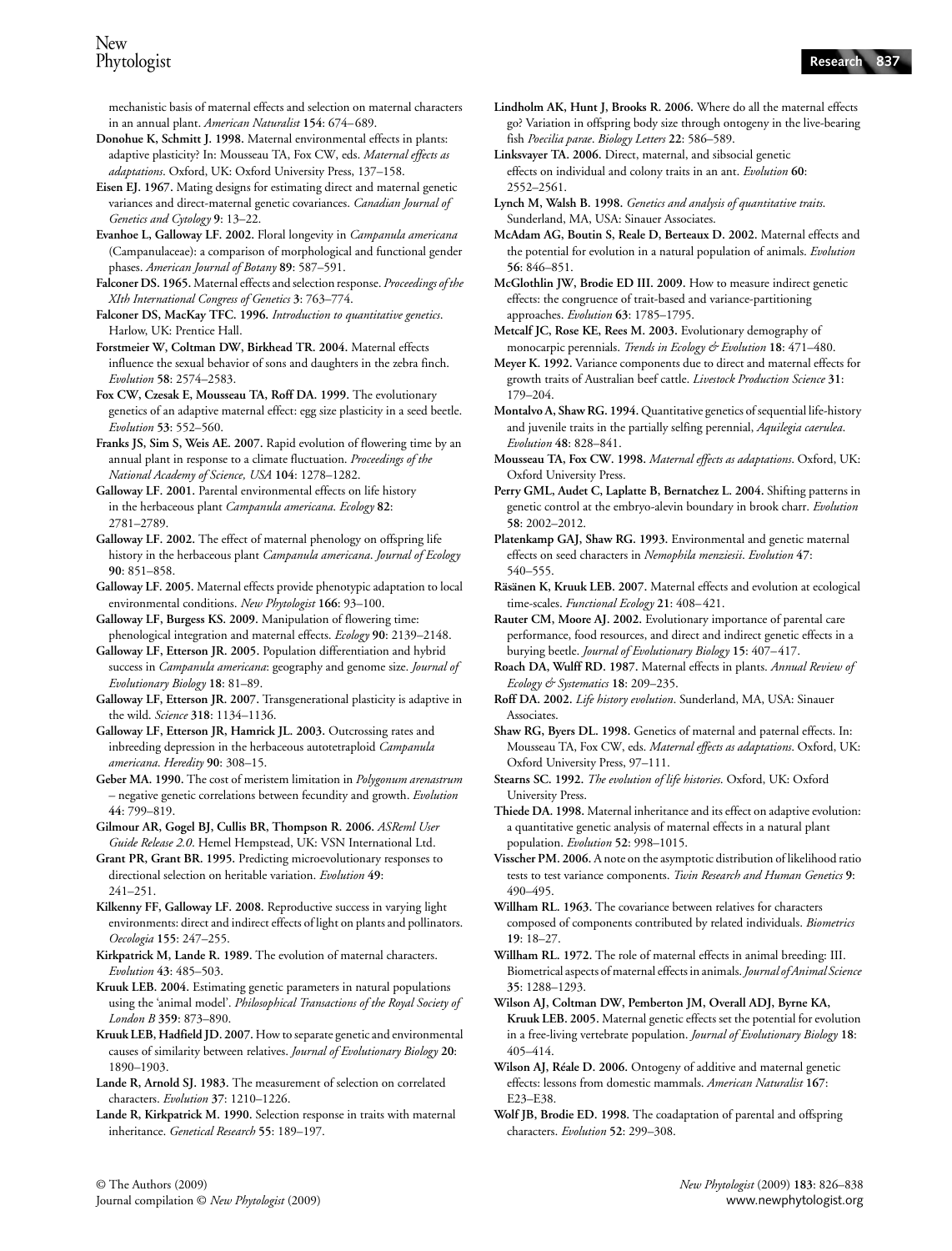mechanistic basis of maternal effects and selection on maternal characters in an annual plant. *American Naturalist* **154**: 674–689.

**Donohue K, Schmitt J. 1998.** Maternal environmental effects in plants: adaptive plasticity? In: Mousseau TA, Fox CW, eds. *Maternal effects as adaptations*. Oxford, UK: Oxford University Press, 137–158.

**Eisen EJ. 1967.** Mating designs for estimating direct and maternal genetic variances and direct-maternal genetic covariances. *Canadian Journal of Genetics and Cytology* **9**: 13–22.

**Evanhoe L, Galloway LF. 2002.** Floral longevity in *Campanula americana* (Campanulaceae): a comparison of morphological and functional gender phases. *American Journal of Botany* **89**: 587–591.

**Falconer DS. 1965.** Maternal effects and selection response. *Proceedings of the XIth International Congress of Genetics* **3**: 763–774.

**Falconer DS, MacKay TFC. 1996.** *Introduction to quantitative genetics*. Harlow, UK: Prentice Hall.

**Forstmeier W, Coltman DW, Birkhead TR. 2004.** Maternal effects influence the sexual behavior of sons and daughters in the zebra finch. *Evolution* **58**: 2574–2583.

**Fox CW, Czesak E, Mousseau TA, Roff DA. 1999.** The evolutionary genetics of an adaptive maternal effect: egg size plasticity in a seed beetle. *Evolution* **53**: 552–560.

**Franks JS, Sim S, Weis AE. 2007.** Rapid evolution of flowering time by an annual plant in response to a climate fluctuation. *Proceedings of the National Academy of Science, USA* **104**: 1278–1282.

**Galloway LF. 2001.** Parental environmental effects on life history in the herbaceous plant *Campanula americana*. *Ecology* **82**: 2781–2789.

**Galloway LF. 2002.** The effect of maternal phenology on offspring life history in the herbaceous plant *Campanula americana*. *Journal of Ecology* **90**: 851–858.

**Galloway LF. 2005.** Maternal effects provide phenotypic adaptation to local environmental conditions. *New Phytologist* **166**: 93–100.

**Galloway LF, Burgess KS. 2009.** Manipulation of flowering time: phenological integration and maternal effects. *Ecology* **90**: 2139–2148.

**Galloway LF, Etterson JR. 2005.** Population differentiation and hybrid success in *Campanula americana*: geography and genome size. *Journal of Evolutionary Biology* **18**: 81–89.

**Galloway LF, Etterson JR. 2007.** Transgenerational plasticity is adaptive in the wild. *Science* **318**: 1134–1136.

**Galloway LF, Etterson JR, Hamrick JL. 2003.** Outcrossing rates and inbreeding depression in the herbaceous autotetraploid *Campanula americana*. *Heredity* **90**: 308–15.

**Geber MA. 1990.** The cost of meristem limitation in *Polygonum arenastrum* – negative genetic correlations between fecundity and growth. *Evolution* **44**: 799–819.

**Gilmour AR, Gogel BJ, Cullis BR, Thompson R. 2006.** *ASReml User Guide Release 2.0*. Hemel Hempstead, UK: VSN International Ltd.

**Grant PR, Grant BR. 1995.** Predicting microevolutionary responses to directional selection on heritable variation. *Evolution* **49**: 241–251.

**Kilkenny FF, Galloway LF. 2008.** Reproductive success in varying light environments: direct and indirect effects of light on plants and pollinators. *Oecologia* **155**: 247–255.

**Kirkpatrick M, Lande R. 1989.** The evolution of maternal characters. *Evolution* **43**: 485–503.

**Kruuk LEB. 2004.** Estimating genetic parameters in natural populations using the 'animal model'. *Philosophical Transactions of the Royal Society of London B* **359**: 873–890.

**Kruuk LEB, Hadfield JD. 2007.** How to separate genetic and environmental causes of similarity between relatives. *Journal of Evolutionary Biology* **20**: 1890–1903.

**Lande R, Arnold SJ. 1983.** The measurement of selection on correlated characters. *Evolution* **37**: 1210–1226.

**Lande R, Kirkpatrick M. 1990.** Selection response in traits with maternal inheritance. *Genetical Research* **55**: 189–197.

**Lindholm AK, Hunt J, Brooks R. 2006.** Where do all the maternal effects go? Variation in offspring body size through ontogeny in the live-bearing fish *Poecilia parae*. *Biology Letters* **22**: 586–589.

**Linksvayer TA. 2006.** Direct, maternal, and sibsocial genetic effects on individual and colony traits in an ant. *Evolution* **60**: 2552–2561.

**Lynch M, Walsh B. 1998.** *Genetics and analysis of quantitative traits*. Sunderland, MA, USA: Sinauer Associates.

**McAdam AG, Boutin S, Reale D, Berteaux D. 2002.** Maternal effects and the potential for evolution in a natural population of animals. *Evolution* **56**: 846–851.

**McGlothlin JW, Brodie ED III. 2009.** How to measure indirect genetic effects: the congruence of trait-based and variance-partitioning approaches. *Evolution* **63**: 1785–1795.

**Metcalf JC, Rose KE, Rees M. 2003.** Evolutionary demography of monocarpic perennials. *Trends in Ecology & Evolution* **18**: 471–480.

**Meyer K. 1992.** Variance components due to direct and maternal effects for growth traits of Australian beef cattle. *Livestock Production Science* **31**: 179–204.

**Montalvo A, Shaw RG. 1994.** Quantitative genetics of sequential life-history and juvenile traits in the partially selfing perennial, *Aquilegia caerulea*. *Evolution* **48**: 828–841.

**Mousseau TA, Fox CW. 1998.** *Maternal effects as adaptations*. Oxford, UK: Oxford University Press.

**Perry GML, Audet C, Laplatte B, Bernatchez L. 2004.** Shifting patterns in genetic control at the embryo-alevin boundary in brook charr. *Evolution* **58**: 2002–2012.

**Platenkamp GAJ, Shaw RG. 1993.** Environmental and genetic maternal effects on seed characters in *Nemophila menziesii*. *Evolution* **47**: 540–555.

**Räsänen K, Kruuk LEB. 2007.** Maternal effects and evolution at ecological time-scales. *Functional Ecology* **21**: 408–421.

**Rauter CM, Moore AJ. 2002.** Evolutionary importance of parental care performance, food resources, and direct and indirect genetic effects in a burying beetle. *Journal of Evolutionary Biology* **15**: 407–417.

**Roach DA, Wulff RD. 1987.** Maternal effects in plants. *Annual Review of Ecology & Systematics* **18**: 209–235.

**Roff DA. 2002.** *Life history evolution*. Sunderland, MA, USA: Sinauer Associates.

**Shaw RG, Byers DL. 1998.** Genetics of maternal and paternal effects. In: Mousseau TA, Fox CW, eds. *Maternal effects as adaptations*. Oxford, UK: Oxford University Press, 97–111.

**Stearns SC. 1992.** *The evolution of life histories*. Oxford, UK: Oxford University Press.

**Thiede DA. 1998.** Maternal inheritance and its effect on adaptive evolution: a quantitative genetic analysis of maternal effects in a natural plant population. *Evolution* **52**: 998–1015.

**Visscher PM. 2006.** A note on the asymptotic distribution of likelihood ratio tests to test variance components. *Twin Research and Human Genetics* **9**: 490–495.

**Willham RL. 1963.** The covariance between relatives for characters composed of components contributed by related individuals. *Biometrics* **19**: 18–27.

**Willham RL. 1972.** The role of maternal effects in animal breeding: III. Biometrical aspects of maternal effects in animals. *Journal of Animal Science* **35**: 1288–1293.

**Wilson AJ, Coltman DW, Pemberton JM, Overall ADJ, Byrne KA, Kruuk LEB. 2005.** Maternal genetic effects set the potential for evolution in a free-living vertebrate population. *Journal of Evolutionary Biology* **18**: 405–414.

**Wilson AJ, Réale D. 2006.** Ontogeny of additive and maternal genetic effects: lessons from domestic mammals. *American Naturalist* **167**: E23–E38.

**Wolf JB, Brodie ED. 1998.** The coadaptation of parental and offspring characters. *Evolution* **52**: 299–308.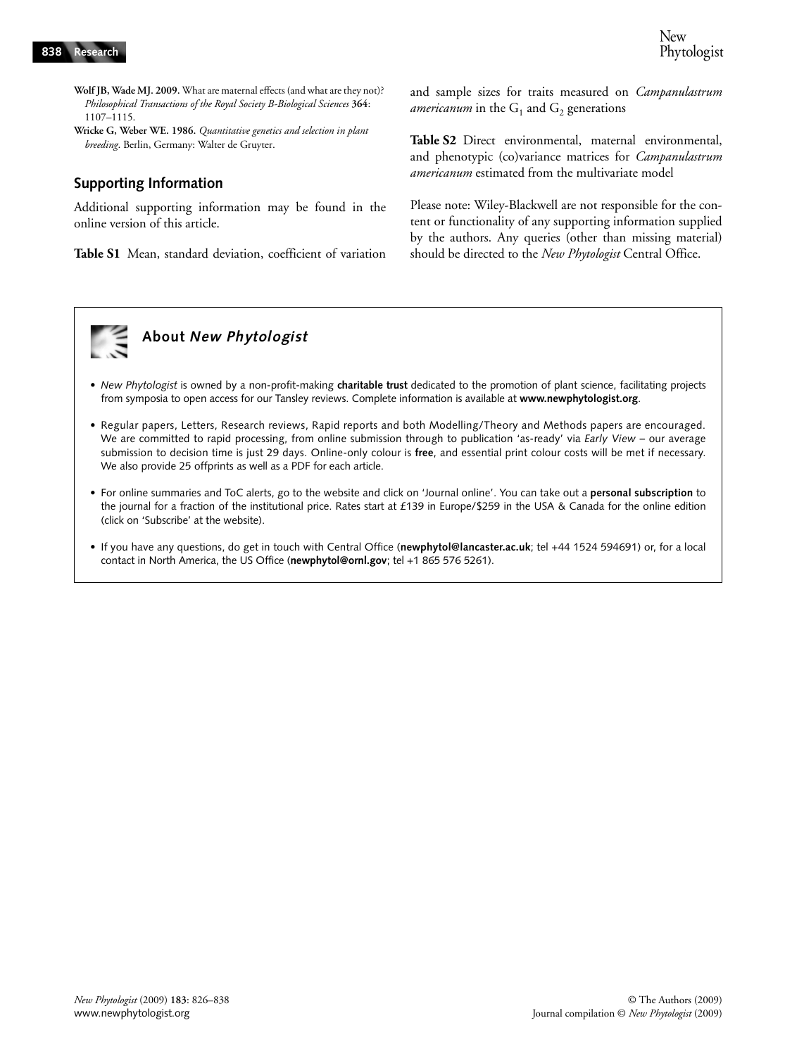**Wolf JB, Wade MJ. 2009.** What are maternal effects (and what are they not)? *Philosophical Transactions of the Royal Society B-Biological Sciences* **364**: 1107–1115.

**Wricke G, Weber WE. 1986.** *Quantitative genetics and selection in plant breeding*. Berlin, Germany: Walter de Gruyter.

## Supporting Information

Additional supporting information may be found in the online version of this article.

**Table S1** Mean, standard deviation, coefficient of variation and sample sizes for traits measured on *Campanulastrum americanum* in the $G_1$ and $G_2$ generations

**Table S2** Direct environmental, maternal environmental, and phenotypic (co)variance matrices for *Campanulastrum americanum* estimated from the multivariate model

Please note: Wiley-Blackwell are not responsible for the content or functionality of any supporting information supplied by the authors. Any queries (other than missing material) should be directed to the *New Phytologist* Central Office.

### About *New Phytologist*

- *New Phytologist* is owned by a non-profit-making **charitable trust** dedicated to the promotion of plant science, facilitating projects from symposia to open access for our Tansley reviews. Complete information is available at **www.newphytologist.org**.
- Regular papers, Letters, Research reviews, Rapid reports and both Modelling/Theory and Methods papers are encouraged. We are committed to rapid processing, from online submission through to publication 'as-ready' via *Early View* – our average submission to decision time is just 29 days. Online-only colour is **free**, and essential print colour costs will be met if necessary. We also provide 25 offprints as well as a PDF for each article.
- For online summaries and ToC alerts, go to the website and click on 'Journal online'. You can take out a **personal subscription** to the journal for a fraction of the institutional price. Rates start at £139 in Europe/$259 in the USA & Canada for the online edition (click on 'Subscribe' at the website).
- If you have any questions, do get in touch with Central Office (**newphytol@lancaster.ac.uk**; tel +44 1524 594691) or, for a local contact in North America, the US Office (**newphytol@ornl.gov**; tel +1 865 576 5261).